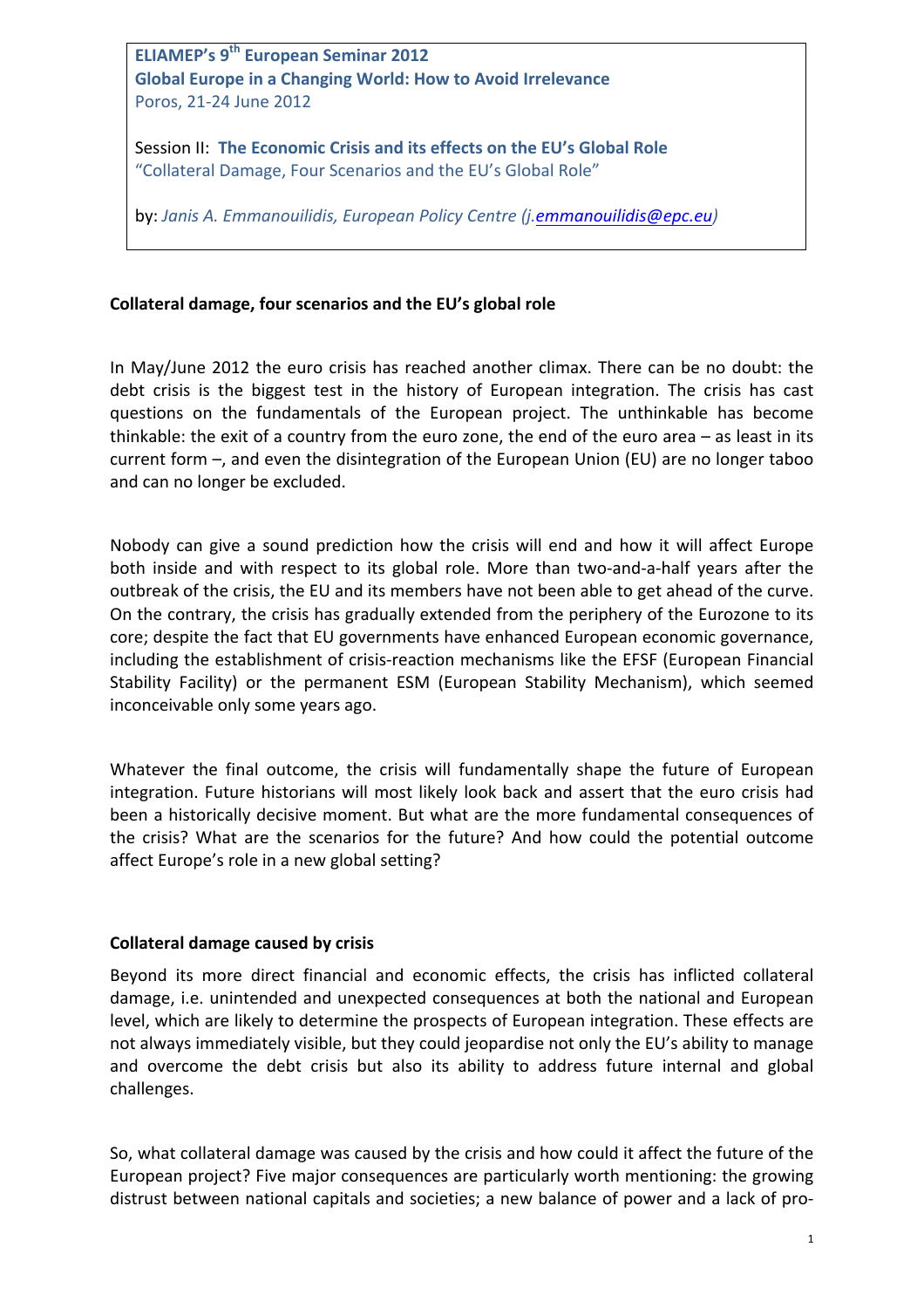**ELIAMEP's 9th European Seminar 2012**
**Global Europe in a Changing World: How to Avoid Irrelevance**
Poros, 21-24 June 2012

Session II: **The Economic Crisis and its effects on the EU's Global Role**
"Collateral Damage, Four Scenarios and the EU's Global Role"

by: *Janis A. Emmanouilidis, European Policy Centre (j.emmanouilidis@epc.eu)*

## Collateral damage, four scenarios and the EU's global role

In May/June 2012 the euro crisis has reached another climax. There can be no doubt: the debt crisis is the biggest test in the history of European integration. The crisis has cast questions on the fundamentals of the European project. The unthinkable has become thinkable: the exit of a country from the euro zone, the end of the euro area – as least in its current form –, and even the disintegration of the European Union (EU) are no longer taboo and can no longer be excluded.

Nobody can give a sound prediction how the crisis will end and how it will affect Europe both inside and with respect to its global role. More than two-and-a-half years after the outbreak of the crisis, the EU and its members have not been able to get ahead of the curve. On the contrary, the crisis has gradually extended from the periphery of the Eurozone to its core; despite the fact that EU governments have enhanced European economic governance, including the establishment of crisis-reaction mechanisms like the EFSF (European Financial Stability Facility) or the permanent ESM (European Stability Mechanism), which seemed inconceivable only some years ago.

Whatever the final outcome, the crisis will fundamentally shape the future of European integration. Future historians will most likely look back and assert that the euro crisis had been a historically decisive moment. But what are the more fundamental consequences of the crisis? What are the scenarios for the future? And how could the potential outcome affect Europe's role in a new global setting?

### Collateral damage caused by crisis

Beyond its more direct financial and economic effects, the crisis has inflicted collateral damage, i.e. unintended and unexpected consequences at both the national and European level, which are likely to determine the prospects of European integration. These effects are not always immediately visible, but they could jeopardise not only the EU's ability to manage and overcome the debt crisis but also its ability to address future internal and global challenges.

So, what collateral damage was caused by the crisis and how could it affect the future of the European project? Five major consequences are particularly worth mentioning: the growing distrust between national capitals and societies; a new balance of power and a lack of pro-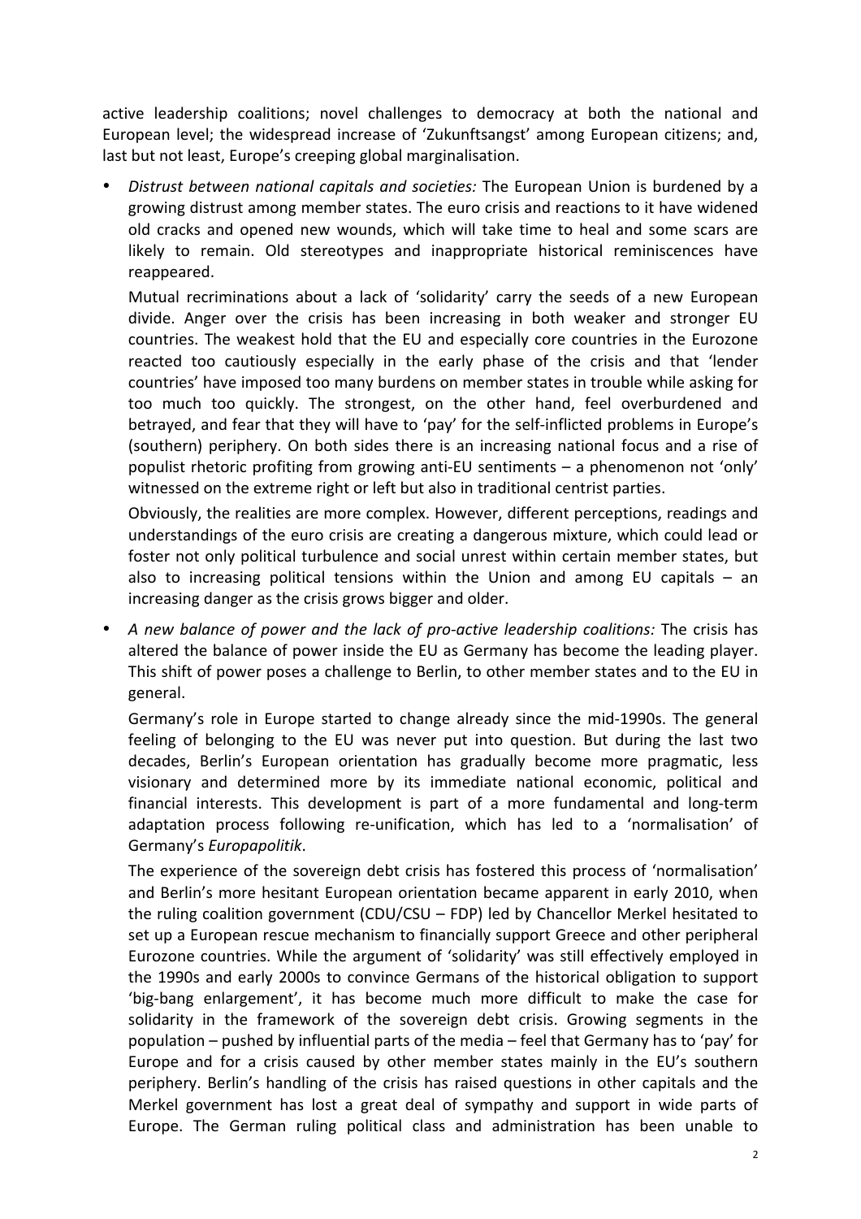active leadership coalitions; novel challenges to democracy at both the national and European level; the widespread increase of 'Zukunftsangst' among European citizens; and, last but not least, Europe's creeping global marginalisation.

- *Distrust between national capitals and societies:* The European Union is burdened by a growing distrust among member states. The euro crisis and reactions to it have widened old cracks and opened new wounds, which will take time to heal and some scars are likely to remain. Old stereotypes and inappropriate historical reminiscences have reappeared.

  Mutual recriminations about a lack of 'solidarity' carry the seeds of a new European divide. Anger over the crisis has been increasing in both weaker and stronger EU countries. The weakest hold that the EU and especially core countries in the Eurozone reacted too cautiously especially in the early phase of the crisis and that 'lender countries' have imposed too many burdens on member states in trouble while asking for too much too quickly. The strongest, on the other hand, feel overburdened and betrayed, and fear that they will have to 'pay' for the self-inflicted problems in Europe's (southern) periphery. On both sides there is an increasing national focus and a rise of populist rhetoric profiting from growing anti-EU sentiments – a phenomenon not 'only' witnessed on the extreme right or left but also in traditional centrist parties.

  Obviously, the realities are more complex. However, different perceptions, readings and understandings of the euro crisis are creating a dangerous mixture, which could lead or foster not only political turbulence and social unrest within certain member states, but also to increasing political tensions within the Union and among EU capitals – an increasing danger as the crisis grows bigger and older.

- *A new balance of power and the lack of pro-active leadership coalitions:* The crisis has altered the balance of power inside the EU as Germany has become the leading player. This shift of power poses a challenge to Berlin, to other member states and to the EU in general.

  Germany's role in Europe started to change already since the mid-1990s. The general feeling of belonging to the EU was never put into question. But during the last two decades, Berlin's European orientation has gradually become more pragmatic, less visionary and determined more by its immediate national economic, political and financial interests. This development is part of a more fundamental and long-term adaptation process following re-unification, which has led to a 'normalisation' of Germany's *Europapolitik*.

  The experience of the sovereign debt crisis has fostered this process of 'normalisation' and Berlin's more hesitant European orientation became apparent in early 2010, when the ruling coalition government (CDU/CSU – FDP) led by Chancellor Merkel hesitated to set up a European rescue mechanism to financially support Greece and other peripheral Eurozone countries. While the argument of 'solidarity' was still effectively employed in the 1990s and early 2000s to convince Germans of the historical obligation to support 'big-bang enlargement', it has become much more difficult to make the case for solidarity in the framework of the sovereign debt crisis. Growing segments in the population – pushed by influential parts of the media – feel that Germany has to 'pay' for Europe and for a crisis caused by other member states mainly in the EU's southern periphery. Berlin's handling of the crisis has raised questions in other capitals and the Merkel government has lost a great deal of sympathy and support in wide parts of Europe. The German ruling political class and administration has been unable to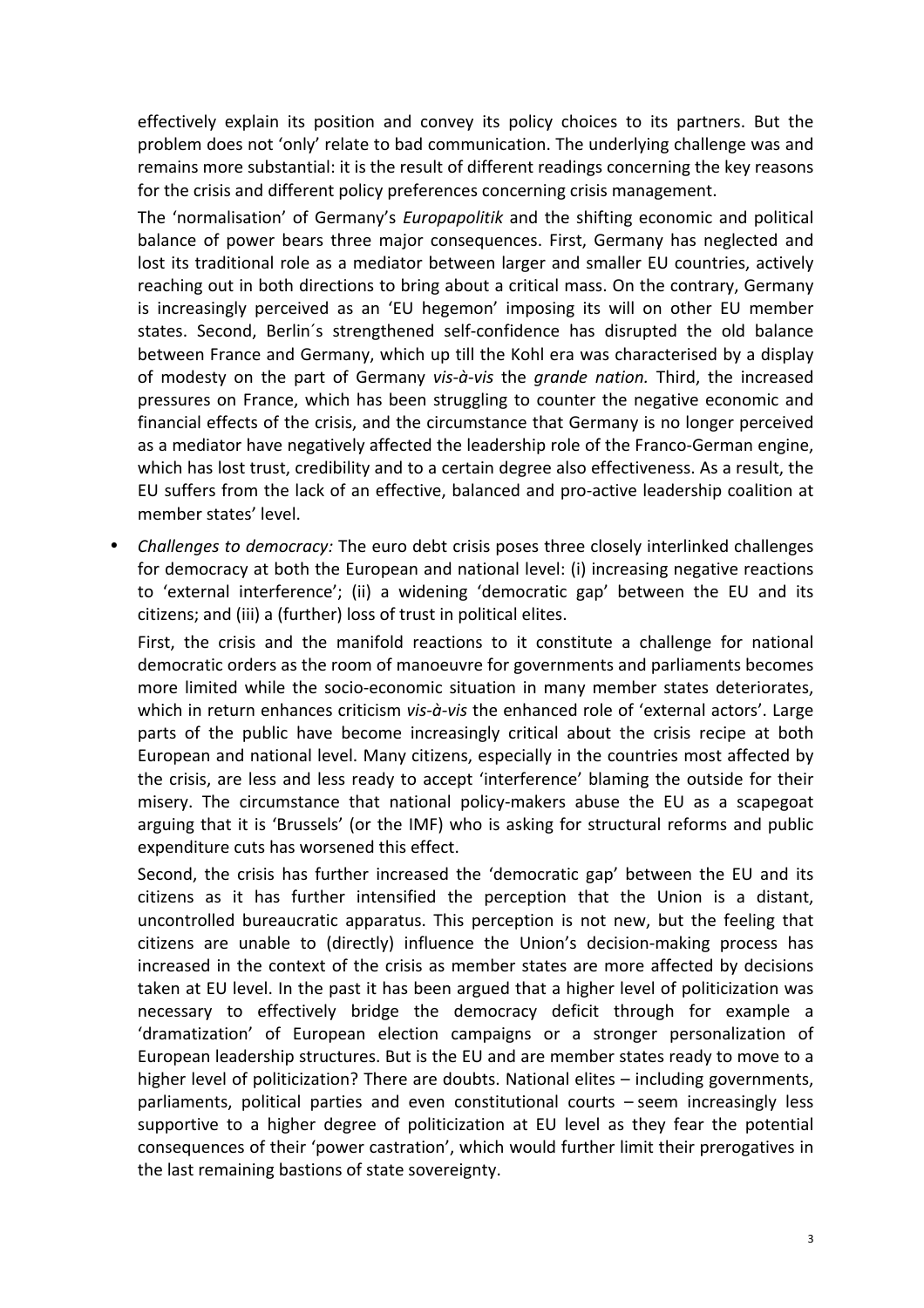effectively explain its position and convey its policy choices to its partners. But the problem does not 'only' relate to bad communication. The underlying challenge was and remains more substantial: it is the result of different readings concerning the key reasons for the crisis and different policy preferences concerning crisis management.

The 'normalisation' of Germany's *Europapolitik* and the shifting economic and political balance of power bears three major consequences. First, Germany has neglected and lost its traditional role as a mediator between larger and smaller EU countries, actively reaching out in both directions to bring about a critical mass. On the contrary, Germany is increasingly perceived as an 'EU hegemon' imposing its will on other EU member states. Second, Berlin´s strengthened self-confidence has disrupted the old balance between France and Germany, which up till the Kohl era was characterised by a display of modesty on the part of Germany *vis-à-vis* the *grande nation.* Third, the increased pressures on France, which has been struggling to counter the negative economic and financial effects of the crisis, and the circumstance that Germany is no longer perceived as a mediator have negatively affected the leadership role of the Franco-German engine, which has lost trust, credibility and to a certain degree also effectiveness. As a result, the EU suffers from the lack of an effective, balanced and pro-active leadership coalition at member states' level.

- *Challenges to democracy:* The euro debt crisis poses three closely interlinked challenges for democracy at both the European and national level: (i) increasing negative reactions to 'external interference'; (ii) a widening 'democratic gap' between the EU and its citizens; and (iii) a (further) loss of trust in political elites.

  First, the crisis and the manifold reactions to it constitute a challenge for national democratic orders as the room of manoeuvre for governments and parliaments becomes more limited while the socio-economic situation in many member states deteriorates, which in return enhances criticism *vis-à-vis* the enhanced role of 'external actors'. Large parts of the public have become increasingly critical about the crisis recipe at both European and national level. Many citizens, especially in the countries most affected by the crisis, are less and less ready to accept 'interference' blaming the outside for their misery. The circumstance that national policy-makers abuse the EU as a scapegoat arguing that it is 'Brussels' (or the IMF) who is asking for structural reforms and public expenditure cuts has worsened this effect.

  Second, the crisis has further increased the 'democratic gap' between the EU and its citizens as it has further intensified the perception that the Union is a distant, uncontrolled bureaucratic apparatus. This perception is not new, but the feeling that citizens are unable to (directly) influence the Union's decision-making process has increased in the context of the crisis as member states are more affected by decisions taken at EU level. In the past it has been argued that a higher level of politicization was necessary to effectively bridge the democracy deficit through for example a 'dramatization' of European election campaigns or a stronger personalization of European leadership structures. But is the EU and are member states ready to move to a higher level of politicization? There are doubts. National elites – including governments, parliaments, political parties and even constitutional courts – seem increasingly less supportive to a higher degree of politicization at EU level as they fear the potential consequences of their 'power castration', which would further limit their prerogatives in the last remaining bastions of state sovereignty.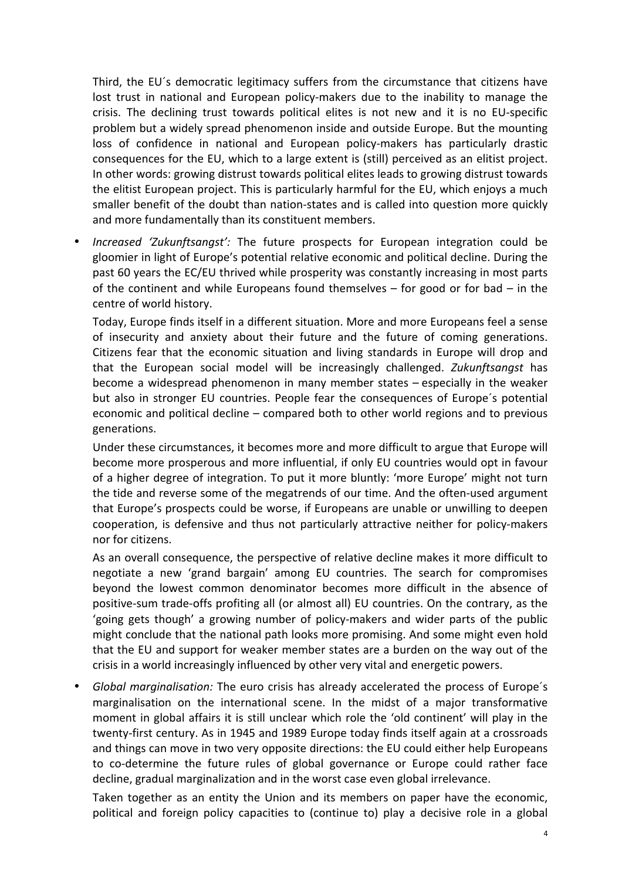Third, the EU´s democratic legitimacy suffers from the circumstance that citizens have lost trust in national and European policy-makers due to the inability to manage the crisis. The declining trust towards political elites is not new and it is no EU-specific problem but a widely spread phenomenon inside and outside Europe. But the mounting loss of confidence in national and European policy-makers has particularly drastic consequences for the EU, which to a large extent is (still) perceived as an elitist project. In other words: growing distrust towards political elites leads to growing distrust towards the elitist European project. This is particularly harmful for the EU, which enjoys a much smaller benefit of the doubt than nation-states and is called into question more quickly and more fundamentally than its constituent members.

- *Increased 'Zukunftsangst':* The future prospects for European integration could be gloomier in light of Europe's potential relative economic and political decline. During the past 60 years the EC/EU thrived while prosperity was constantly increasing in most parts of the continent and while Europeans found themselves – for good or for bad – in the centre of world history.

  Today, Europe finds itself in a different situation. More and more Europeans feel a sense of insecurity and anxiety about their future and the future of coming generations. Citizens fear that the economic situation and living standards in Europe will drop and that the European social model will be increasingly challenged. *Zukunftsangst* has become a widespread phenomenon in many member states – especially in the weaker but also in stronger EU countries. People fear the consequences of Europe´s potential economic and political decline – compared both to other world regions and to previous generations.

  Under these circumstances, it becomes more and more difficult to argue that Europe will become more prosperous and more influential, if only EU countries would opt in favour of a higher degree of integration. To put it more bluntly: 'more Europe' might not turn the tide and reverse some of the megatrends of our time. And the often-used argument that Europe's prospects could be worse, if Europeans are unable or unwilling to deepen cooperation, is defensive and thus not particularly attractive neither for policy-makers nor for citizens.

  As an overall consequence, the perspective of relative decline makes it more difficult to negotiate a new 'grand bargain' among EU countries. The search for compromises beyond the lowest common denominator becomes more difficult in the absence of positive-sum trade-offs profiting all (or almost all) EU countries. On the contrary, as the 'going gets though' a growing number of policy-makers and wider parts of the public might conclude that the national path looks more promising. And some might even hold that the EU and support for weaker member states are a burden on the way out of the crisis in a world increasingly influenced by other very vital and energetic powers.

- *Global marginalisation:* The euro crisis has already accelerated the process of Europe´s marginalisation on the international scene. In the midst of a major transformative moment in global affairs it is still unclear which role the 'old continent' will play in the twenty-first century. As in 1945 and 1989 Europe today finds itself again at a crossroads and things can move in two very opposite directions: the EU could either help Europeans to co-determine the future rules of global governance or Europe could rather face decline, gradual marginalization and in the worst case even global irrelevance.

  Taken together as an entity the Union and its members on paper have the economic, political and foreign policy capacities to (continue to) play a decisive role in a global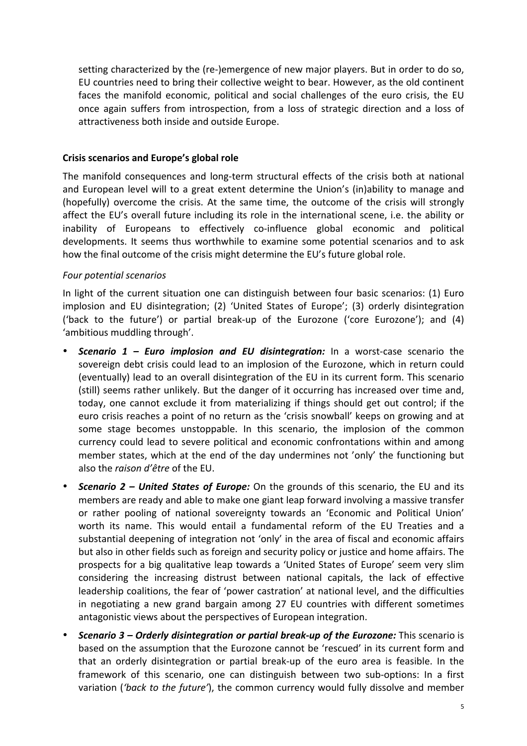setting characterized by the (re-)emergence of new major players. But in order to do so, EU countries need to bring their collective weight to bear. However, as the old continent faces the manifold economic, political and social challenges of the euro crisis, the EU once again suffers from introspection, from a loss of strategic direction and a loss of attractiveness both inside and outside Europe.

### Crisis scenarios and Europe's global role

The manifold consequences and long-term structural effects of the crisis both at national and European level will to a great extent determine the Union's (in)ability to manage and (hopefully) overcome the crisis. At the same time, the outcome of the crisis will strongly affect the EU's overall future including its role in the international scene, i.e. the ability or inability of Europeans to effectively co-influence global economic and political developments. It seems thus worthwhile to examine some potential scenarios and to ask how the final outcome of the crisis might determine the EU's future global role.

#### *Four potential scenarios*

In light of the current situation one can distinguish between four basic scenarios: (1) Euro implosion and EU disintegration; (2) 'United States of Europe'; (3) orderly disintegration ('back to the future') or partial break-up of the Eurozone ('core Eurozone'); and (4) 'ambitious muddling through'.

- ***Scenario 1 – Euro implosion and EU disintegration:*** In a worst-case scenario the sovereign debt crisis could lead to an implosion of the Eurozone, which in return could (eventually) lead to an overall disintegration of the EU in its current form. This scenario (still) seems rather unlikely. But the danger of it occurring has increased over time and, today, one cannot exclude it from materializing if things should get out control; if the euro crisis reaches a point of no return as the 'crisis snowball' keeps on growing and at some stage becomes unstoppable. In this scenario, the implosion of the common currency could lead to severe political and economic confrontations within and among member states, which at the end of the day undermines not 'only' the functioning but also the *raison d'être* of the EU.
- ***Scenario 2 – United States of Europe:*** On the grounds of this scenario, the EU and its members are ready and able to make one giant leap forward involving a massive transfer or rather pooling of national sovereignty towards an 'Economic and Political Union' worth its name. This would entail a fundamental reform of the EU Treaties and a substantial deepening of integration not 'only' in the area of fiscal and economic affairs but also in other fields such as foreign and security policy or justice and home affairs. The prospects for a big qualitative leap towards a 'United States of Europe' seem very slim considering the increasing distrust between national capitals, the lack of effective leadership coalitions, the fear of 'power castration' at national level, and the difficulties in negotiating a new grand bargain among 27 EU countries with different sometimes antagonistic views about the perspectives of European integration.
- ***Scenario 3 – Orderly disintegration or partial break-up of the Eurozone:*** This scenario is based on the assumption that the Eurozone cannot be 'rescued' in its current form and that an orderly disintegration or partial break-up of the euro area is feasible. In the framework of this scenario, one can distinguish between two sub-options: In a first variation (*'back to the future'*), the common currency would fully dissolve and member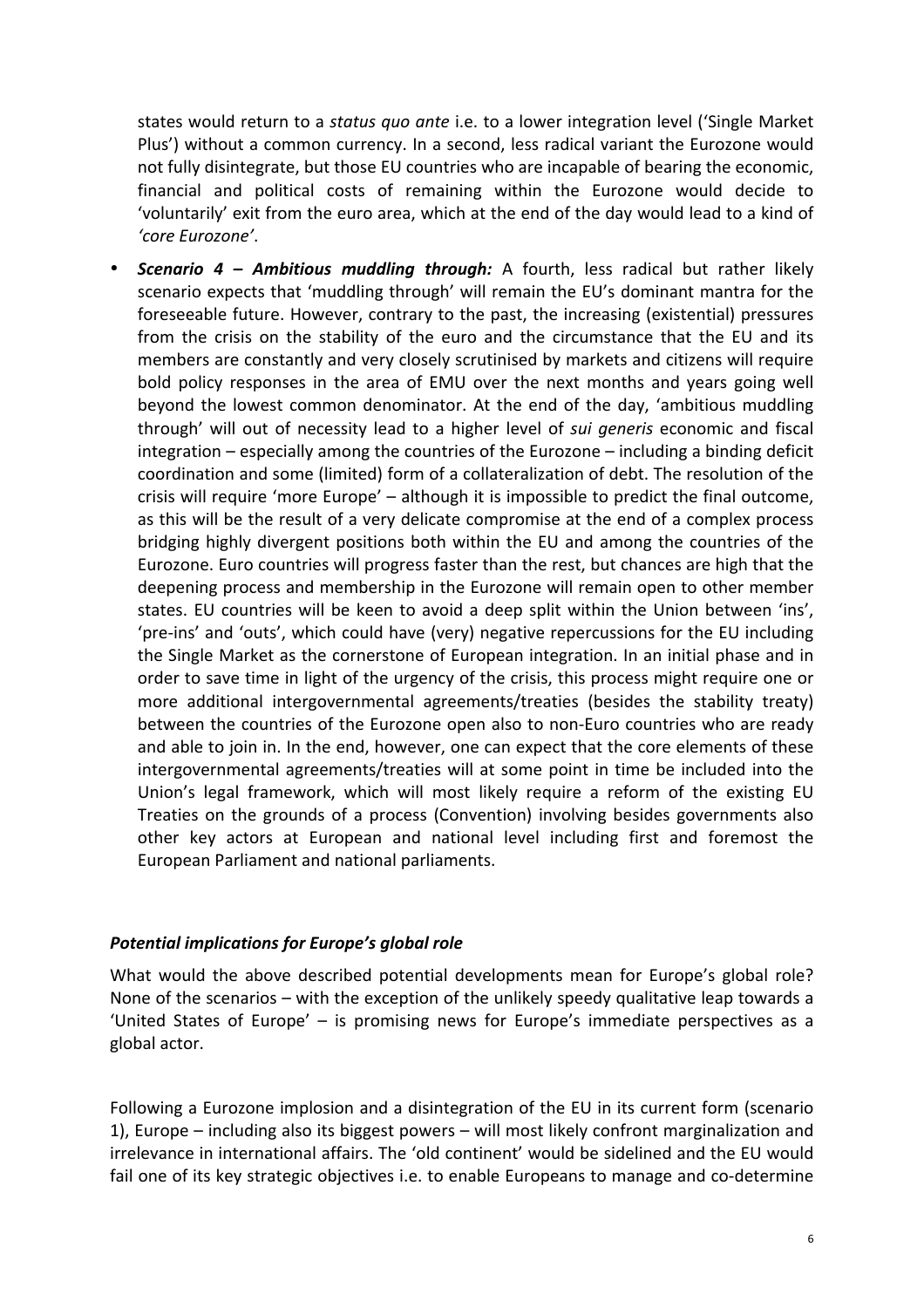states would return to a *status quo ante* i.e. to a lower integration level ('Single Market Plus') without a common currency. In a second, less radical variant the Eurozone would not fully disintegrate, but those EU countries who are incapable of bearing the economic, financial and political costs of remaining within the Eurozone would decide to 'voluntarily' exit from the euro area, which at the end of the day would lead to a kind of *'core Eurozone'*.

- ***Scenario 4 – Ambitious muddling through:*** A fourth, less radical but rather likely scenario expects that 'muddling through' will remain the EU's dominant mantra for the foreseeable future. However, contrary to the past, the increasing (existential) pressures from the crisis on the stability of the euro and the circumstance that the EU and its members are constantly and very closely scrutinised by markets and citizens will require bold policy responses in the area of EMU over the next months and years going well beyond the lowest common denominator. At the end of the day, 'ambitious muddling through' will out of necessity lead to a higher level of *sui generis* economic and fiscal integration – especially among the countries of the Eurozone – including a binding deficit coordination and some (limited) form of a collateralization of debt. The resolution of the crisis will require 'more Europe' – although it is impossible to predict the final outcome, as this will be the result of a very delicate compromise at the end of a complex process bridging highly divergent positions both within the EU and among the countries of the Eurozone. Euro countries will progress faster than the rest, but chances are high that the deepening process and membership in the Eurozone will remain open to other member states. EU countries will be keen to avoid a deep split within the Union between 'ins', 'pre-ins' and 'outs', which could have (very) negative repercussions for the EU including the Single Market as the cornerstone of European integration. In an initial phase and in order to save time in light of the urgency of the crisis, this process might require one or more additional intergovernmental agreements/treaties (besides the stability treaty) between the countries of the Eurozone open also to non-Euro countries who are ready and able to join in. In the end, however, one can expect that the core elements of these intergovernmental agreements/treaties will at some point in time be included into the Union's legal framework, which will most likely require a reform of the existing EU Treaties on the grounds of a process (Convention) involving besides governments also other key actors at European and national level including first and foremost the European Parliament and national parliaments.

### *Potential implications for Europe's global role*

What would the above described potential developments mean for Europe's global role? None of the scenarios – with the exception of the unlikely speedy qualitative leap towards a 'United States of Europe' – is promising news for Europe's immediate perspectives as a global actor.

Following a Eurozone implosion and a disintegration of the EU in its current form (scenario 1), Europe – including also its biggest powers – will most likely confront marginalization and irrelevance in international affairs. The 'old continent' would be sidelined and the EU would fail one of its key strategic objectives i.e. to enable Europeans to manage and co-determine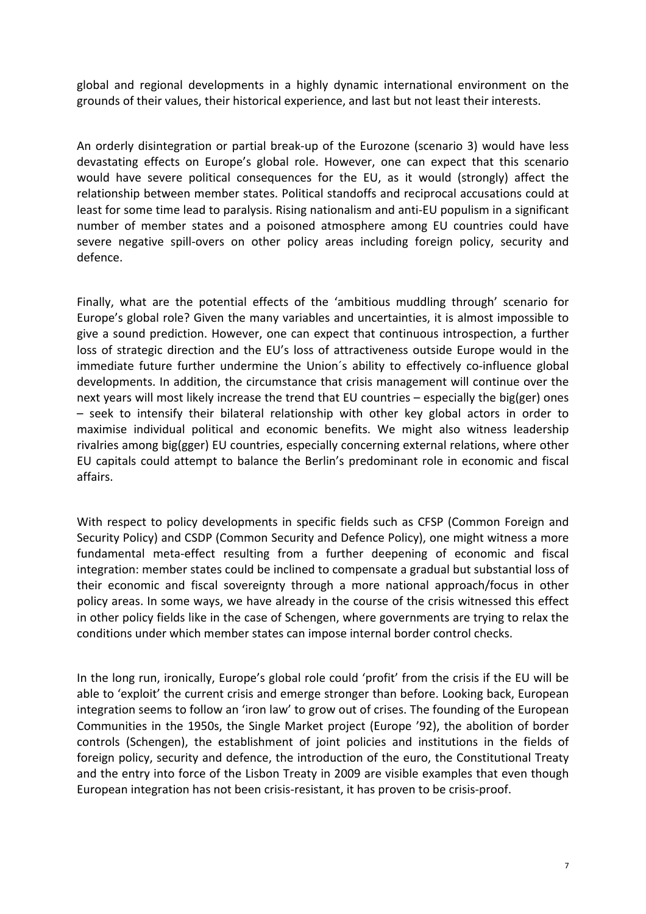global and regional developments in a highly dynamic international environment on the grounds of their values, their historical experience, and last but not least their interests.

An orderly disintegration or partial break-up of the Eurozone (scenario 3) would have less devastating effects on Europe's global role. However, one can expect that this scenario would have severe political consequences for the EU, as it would (strongly) affect the relationship between member states. Political standoffs and reciprocal accusations could at least for some time lead to paralysis. Rising nationalism and anti-EU populism in a significant number of member states and a poisoned atmosphere among EU countries could have severe negative spill-overs on other policy areas including foreign policy, security and defence.

Finally, what are the potential effects of the 'ambitious muddling through' scenario for Europe's global role? Given the many variables and uncertainties, it is almost impossible to give a sound prediction. However, one can expect that continuous introspection, a further loss of strategic direction and the EU's loss of attractiveness outside Europe would in the immediate future further undermine the Union´s ability to effectively co-influence global developments. In addition, the circumstance that crisis management will continue over the next years will most likely increase the trend that EU countries – especially the big(ger) ones – seek to intensify their bilateral relationship with other key global actors in order to maximise individual political and economic benefits. We might also witness leadership rivalries among big(gger) EU countries, especially concerning external relations, where other EU capitals could attempt to balance the Berlin's predominant role in economic and fiscal affairs.

With respect to policy developments in specific fields such as CFSP (Common Foreign and Security Policy) and CSDP (Common Security and Defence Policy), one might witness a more fundamental meta-effect resulting from a further deepening of economic and fiscal integration: member states could be inclined to compensate a gradual but substantial loss of their economic and fiscal sovereignty through a more national approach/focus in other policy areas. In some ways, we have already in the course of the crisis witnessed this effect in other policy fields like in the case of Schengen, where governments are trying to relax the conditions under which member states can impose internal border control checks.

In the long run, ironically, Europe's global role could 'profit' from the crisis if the EU will be able to 'exploit' the current crisis and emerge stronger than before. Looking back, European integration seems to follow an 'iron law' to grow out of crises. The founding of the European Communities in the 1950s, the Single Market project (Europe '92), the abolition of border controls (Schengen), the establishment of joint policies and institutions in the fields of foreign policy, security and defence, the introduction of the euro, the Constitutional Treaty and the entry into force of the Lisbon Treaty in 2009 are visible examples that even though European integration has not been crisis-resistant, it has proven to be crisis-proof.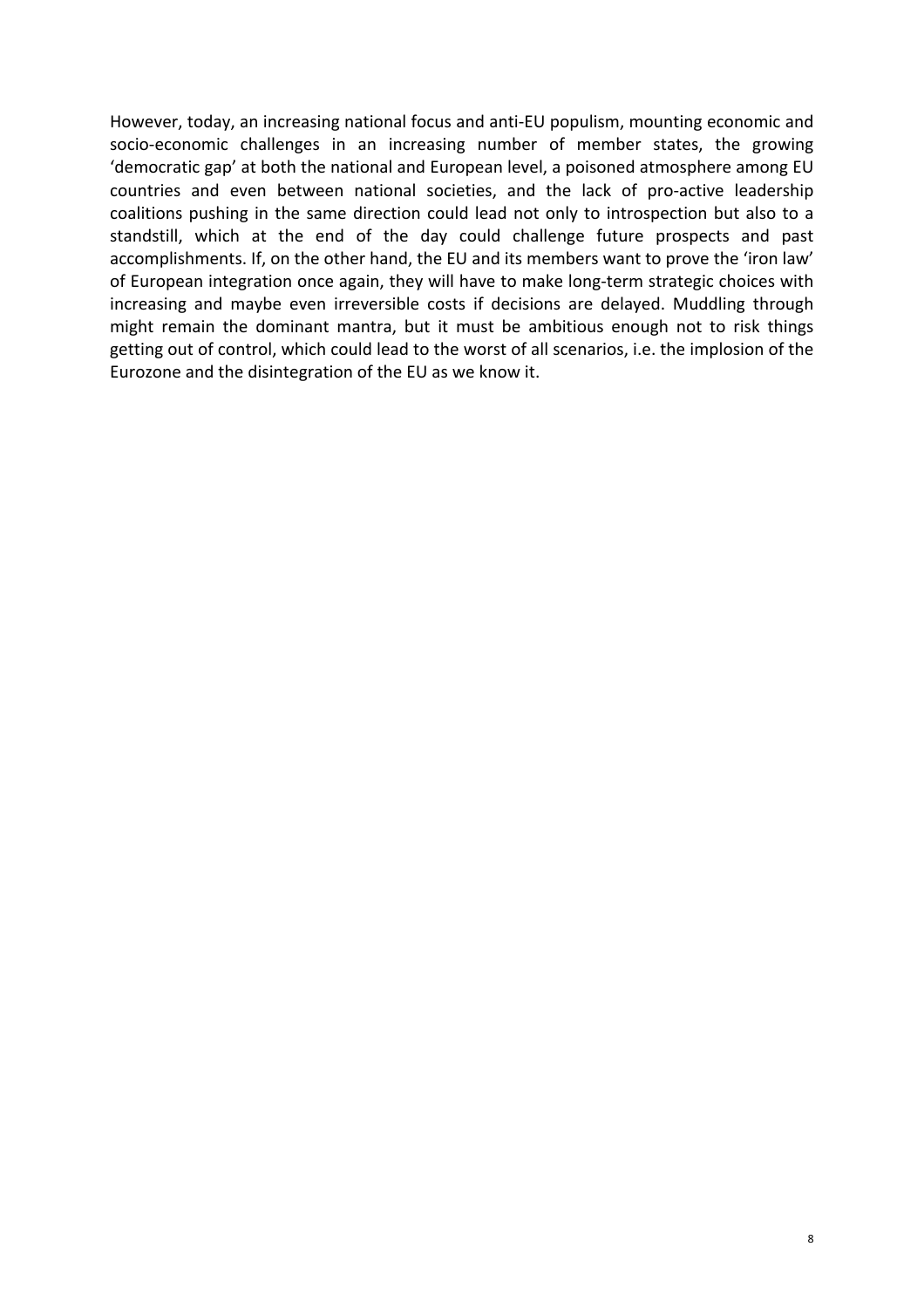However, today, an increasing national focus and anti-EU populism, mounting economic and socio-economic challenges in an increasing number of member states, the growing 'democratic gap' at both the national and European level, a poisoned atmosphere among EU countries and even between national societies, and the lack of pro-active leadership coalitions pushing in the same direction could lead not only to introspection but also to a standstill, which at the end of the day could challenge future prospects and past accomplishments. If, on the other hand, the EU and its members want to prove the 'iron law' of European integration once again, they will have to make long-term strategic choices with increasing and maybe even irreversible costs if decisions are delayed. Muddling through might remain the dominant mantra, but it must be ambitious enough not to risk things getting out of control, which could lead to the worst of all scenarios, i.e. the implosion of the Eurozone and the disintegration of the EU as we know it.